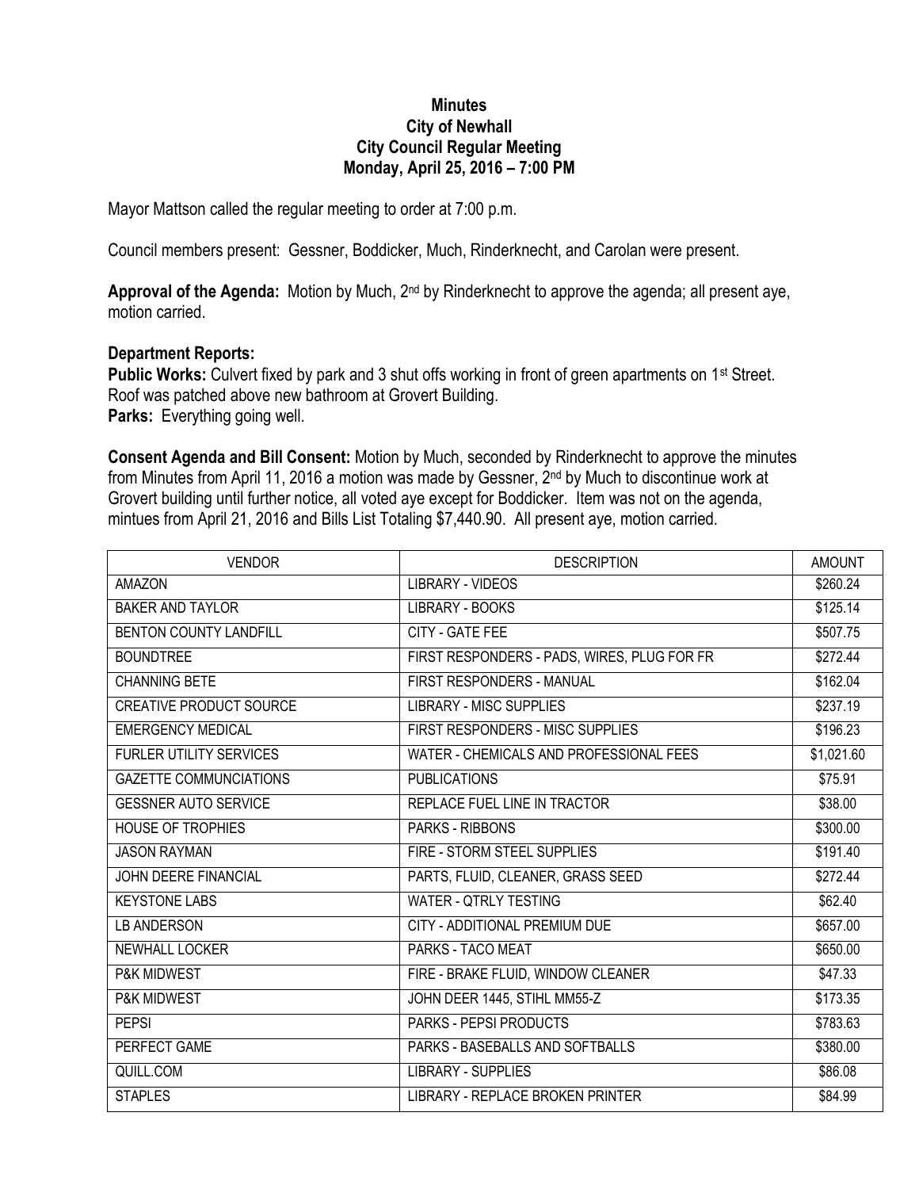**Minutes**
**City of Newhall**
**City Council Regular Meeting**
**Monday, April 25, 2016 – 7:00 PM**

Mayor Mattson called the regular meeting to order at 7:00 p.m.

Council members present: Gessner, Boddicker, Much, Rinderknecht, and Carolan were present.

**Approval of the Agenda:** Motion by Much, 2nd by Rinderknecht to approve the agenda; all present aye, motion carried.

**Department Reports:**
**Public Works:** Culvert fixed by park and 3 shut offs working in front of green apartments on 1st Street. Roof was patched above new bathroom at Grovert Building.
**Parks:** Everything going well.

**Consent Agenda and Bill Consent:** Motion by Much, seconded by Rinderknecht to approve the minutes from Minutes from April 11, 2016 a motion was made by Gessner, 2nd by Much to discontinue work at Grovert building until further notice, all voted aye except for Boddicker. Item was not on the agenda, mintues from April 21, 2016 and Bills List Totaling $7,440.90. All present aye, motion carried.

| VENDOR | DESCRIPTION | AMOUNT |
|---|---|---|
| AMAZON | LIBRARY - VIDEOS | $260.24 |
| BAKER AND TAYLOR | LIBRARY - BOOKS | $125.14 |
| BENTON COUNTY LANDFILL | CITY - GATE FEE | $507.75 |
| BOUNDTREE | FIRST RESPONDERS - PADS, WIRES, PLUG FOR FR | $272.44 |
| CHANNING BETE | FIRST RESPONDERS - MANUAL | $162.04 |
| CREATIVE PRODUCT SOURCE | LIBRARY - MISC SUPPLIES | $237.19 |
| EMERGENCY MEDICAL | FIRST RESPONDERS - MISC SUPPLIES | $196.23 |
| FURLER UTILITY SERVICES | WATER - CHEMICALS AND PROFESSIONAL FEES | $1,021.60 |
| GAZETTE COMMUNCIATIONS | PUBLICATIONS | $75.91 |
| GESSNER AUTO SERVICE | REPLACE FUEL LINE IN TRACTOR | $38.00 |
| HOUSE OF TROPHIES | PARKS - RIBBONS | $300.00 |
| JASON RAYMAN | FIRE - STORM STEEL SUPPLIES | $191.40 |
| JOHN DEERE FINANCIAL | PARTS, FLUID, CLEANER, GRASS SEED | $272.44 |
| KEYSTONE LABS | WATER - QTRLY TESTING | $62.40 |
| LB ANDERSON | CITY - ADDITIONAL PREMIUM DUE | $657.00 |
| NEWHALL LOCKER | PARKS - TACO MEAT | $650.00 |
| P&K MIDWEST | FIRE - BRAKE FLUID, WINDOW CLEANER | $47.33 |
| P&K MIDWEST | JOHN DEER 1445, STIHL MM55-Z | $173.35 |
| PEPSI | PARKS - PEPSI PRODUCTS | $783.63 |
| PERFECT GAME | PARKS - BASEBALLS AND SOFTBALLS | $380.00 |
| QUILL.COM | LIBRARY - SUPPLIES | $86.08 |
| STAPLES | LIBRARY - REPLACE BROKEN PRINTER | $84.99 |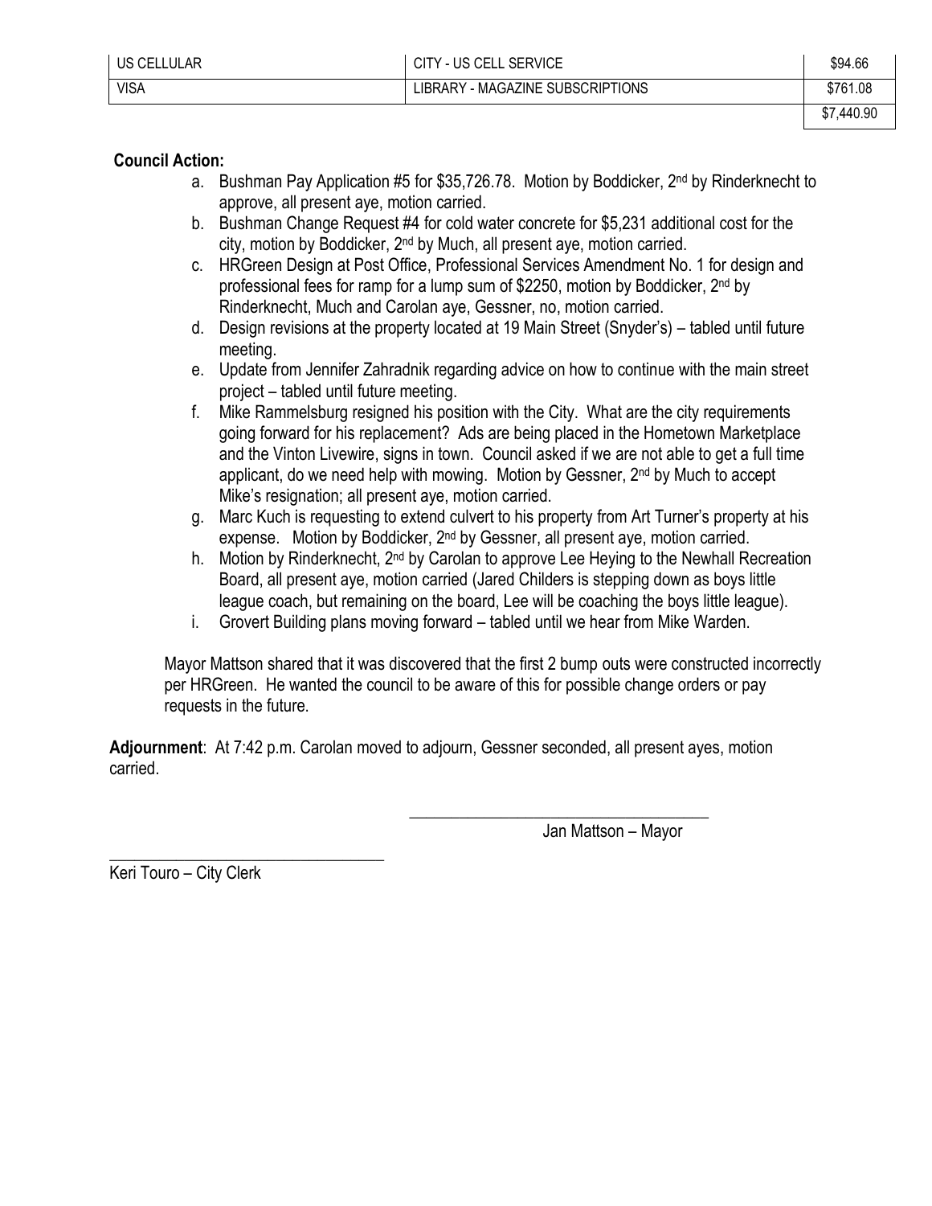| | | |
|---|---|---|
| US CELLULAR | CITY - US CELL SERVICE | \$94.66 |
| VISA | LIBRARY - MAGAZINE SUBSCRIPTIONS | \$761.08 |
| | | \$7,440.90 |

**Council Action:**

a. Bushman Pay Application #5 for \$35,726.78. Motion by Boddicker, 2nd by Rinderknecht to approve, all present aye, motion carried.
b. Bushman Change Request #4 for cold water concrete for \$5,231 additional cost for the city, motion by Boddicker, 2nd by Much, all present aye, motion carried.
c. HRGreen Design at Post Office, Professional Services Amendment No. 1 for design and professional fees for ramp for a lump sum of \$2250, motion by Boddicker, 2nd by Rinderknecht, Much and Carolan aye, Gessner, no, motion carried.
d. Design revisions at the property located at 19 Main Street (Snyder's) – tabled until future meeting.
e. Update from Jennifer Zahradnik regarding advice on how to continue with the main street project – tabled until future meeting.
f. Mike Rammelsburg resigned his position with the City. What are the city requirements going forward for his replacement? Ads are being placed in the Hometown Marketplace and the Vinton Livewire, signs in town. Council asked if we are not able to get a full time applicant, do we need help with mowing. Motion by Gessner, 2nd by Much to accept Mike's resignation; all present aye, motion carried.
g. Marc Kuch is requesting to extend culvert to his property from Art Turner's property at his expense. Motion by Boddicker, 2nd by Gessner, all present aye, motion carried.
h. Motion by Rinderknecht, 2nd by Carolan to approve Lee Heying to the Newhall Recreation Board, all present aye, motion carried (Jared Childers is stepping down as boys little league coach, but remaining on the board, Lee will be coaching the boys little league).
i. Grovert Building plans moving forward – tabled until we hear from Mike Warden.

Mayor Mattson shared that it was discovered that the first 2 bump outs were constructed incorrectly per HRGreen. He wanted the council to be aware of this for possible change orders or pay requests in the future.

**Adjournment**: At 7:42 p.m. Carolan moved to adjourn, Gessner seconded, all present ayes, motion carried.

\_\_\_\_\_\_\_\_\_\_\_\_\_\_\_\_\_\_\_\_\_\_\_\_\_\_\_\_\_\_\_\_\_\_\_\_

Jan Mattson – Mayor

\_\_\_\_\_\_\_\_\_\_\_\_\_\_\_\_\_\_\_\_\_\_\_\_\_\_\_\_\_\_\_\_\_\_\_\_

Keri Touro – City Clerk